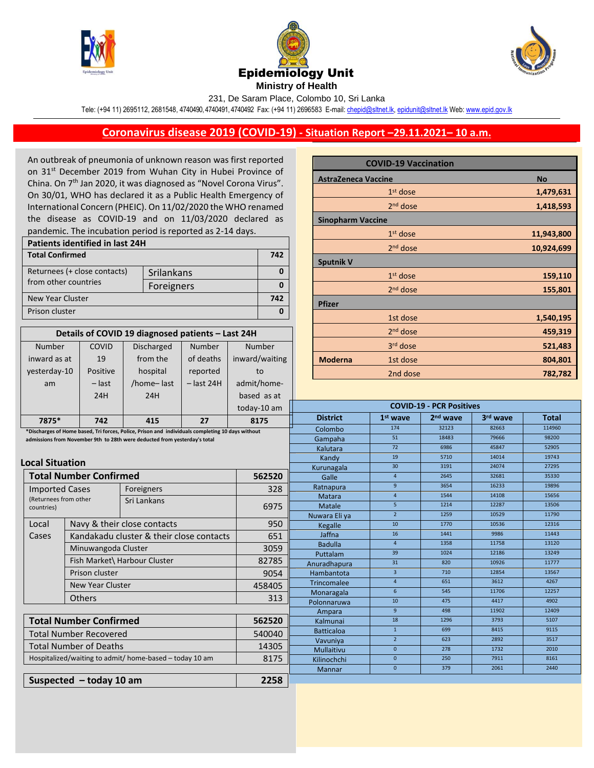# Epidemiology Unit

**Ministry of Health**

231, De Saram Place, Colombo 10, Sri Lanka

Tele: (+94 11) 2695112, 2681548, 4740490, 4740491, 4740492 Fax: (+94 11) 2696583 E-mail: chepid@sltnet.lk, epidunit@sltnet.lk Web: www.epid.gov.lk

## Coronavirus disease 2019 (COVID-19) - Situation Report –29.11.2021– 10 a.m.

An outbreak of pneumonia of unknown reason was first reported on 31st December 2019 from Wuhan City in Hubei Province of China. On 7th Jan 2020, it was diagnosed as "Novel Corona Virus". On 30/01, WHO has declared it as a Public Health Emergency of International Concern (PHEIC). On 11/02/2020 the WHO renamed the disease as COVID-19 and on 11/03/2020 declared as pandemic. The incubation period is reported as 2-14 days.

| Patients identified in last 24H | | |
|---|---|---|
| **Total Confirmed** | | **742** |
| Returnees (+ close contacts) from other countries | Srilankans | 0 |
| | Foreigners | 0 |
| New Year Cluster | | 742 |
| Prison cluster | | 0 |

| Details of COVID 19 diagnosed patients – Last 24H | | | | |
|---|---|---|---|---|
| Number inward as at yesterday-10 am | COVID 19 Positive – last 24H | Discharged from the hospital /home– last 24H | Number of deaths reported – last 24H | Number inward/waiting to admit/home-based as at today-10 am |
| **7875*** | **742** | **415** | **27** | **8175** |

***Discharges of Home based, Tri forces, Police, Prison and individuals completing 10 days without admissions from November 9th to 28th were deducted from yesterday's total**

### Local Situation

| **Total Number Confirmed** | | **562520** |
|---|---|---|
| Imported Cases (Returnees from other countries) | Foreigners | 328 |
| | Sri Lankans | 6975 |
| Local Cases | Navy & their close contacts | 950 |
| | Kandakadu cluster & their close contacts | 651 |
| | Minuwangoda Cluster | 3059 |
| | Fish Market\ Harbour Cluster | 82785 |
| | Prison cluster | 9054 |
| | New Year Cluster | 458405 |
| | Others | 313 |

| **Total Number Confirmed** | **562520** |
|---|---|
| Total Number Recovered | 540040 |
| Total Number of Deaths | 14305 |
| Hospitalized/waiting to admit/ home-based – today 10 am | 8175 |

| **Suspected – today 10 am** | **2258** |
|---|---|

| COVID-19 Vaccination | | |
|---|---|---|
| **AstraZeneca Vaccine** | | **No** |
| | 1st dose | **1,479,631** |
| | 2nd dose | **1,418,593** |
| **Sinopharm Vaccine** | | |
| | 1st dose | **11,943,800** |
| | 2nd dose | **10,924,699** |
| **Sputnik V** | | |
| | 1st dose | **159,110** |
| | 2nd dose | **155,801** |
| **Pfizer** | | |
| | 1st dose | **1,540,195** |
| | 2nd dose | **459,319** |
| | 3rd dose | **521,483** |
| **Moderna** | 1st dose | **804,801** |
| | 2nd dose | **782,782** |

| COVID-19 - PCR Positives | | | | |
|---|---|---|---|---|
| **District** | **1st wave** | **2nd wave** | **3rd wave** | **Total** |
| Colombo | 174 | 32123 | 82663 | 114960 |
| Gampaha | 51 | 18483 | 79666 | 98200 |
| Kalutara | 72 | 6986 | 45847 | 52905 |
| Kandy | 19 | 5710 | 14014 | 19743 |
| Kurunagala | 30 | 3191 | 24074 | 27295 |
| Galle | 4 | 2645 | 32681 | 35330 |
| Ratnapura | 9 | 3654 | 16233 | 19896 |
| Matara | 4 | 1544 | 14108 | 15656 |
| Matale | 5 | 1214 | 12287 | 13506 |
| Nuwara Eli ya | 2 | 1259 | 10529 | 11790 |
| Kegalle | 10 | 1770 | 10536 | 12316 |
| Jaffna | 16 | 1441 | 9986 | 11443 |
| Badulla | 4 | 1358 | 11758 | 13120 |
| Puttalam | 39 | 1024 | 12186 | 13249 |
| Anuradhapura | 31 | 820 | 10926 | 11777 |
| Hambantota | 3 | 710 | 12854 | 13567 |
| Trincomalee | 4 | 651 | 3612 | 4267 |
| Monaragala | 6 | 545 | 11706 | 12257 |
| Polonnaruwa | 10 | 475 | 4417 | 4902 |
| Ampara | 9 | 498 | 11902 | 12409 |
| Kalmunai | 18 | 1296 | 3793 | 5107 |
| Batticaloa | 1 | 699 | 8415 | 9115 |
| Vavuniya | 2 | 623 | 2892 | 3517 |
| Mullaitivu | 0 | 278 | 1732 | 2010 |
| Kilinochchi | 0 | 250 | 7911 | 8161 |
| Mannar | 0 | 379 | 2061 | 2440 |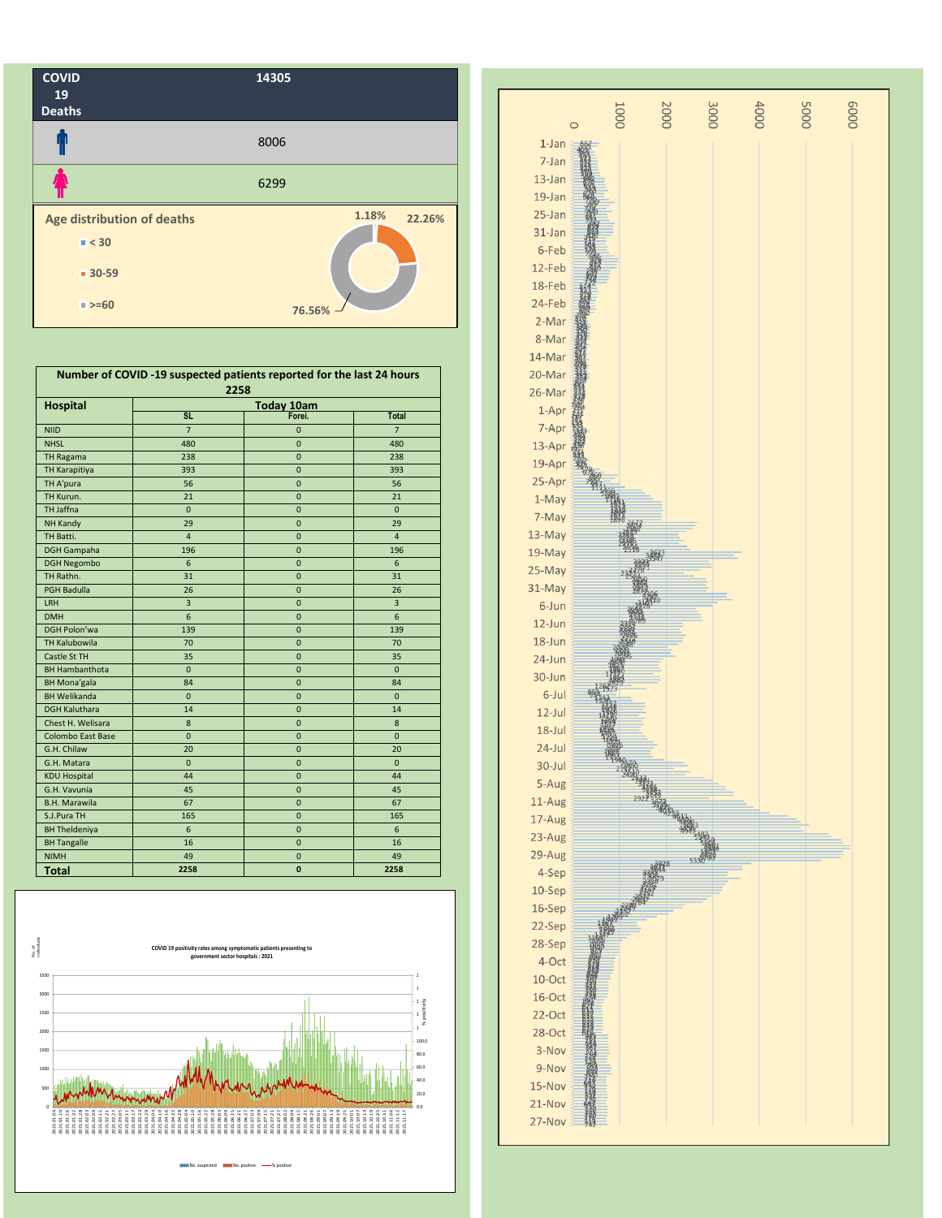| COVID 19 Deaths | 14305 |
|---|---|
| (male) | 8006 |
| (female) | 6299 |

**Age distribution of deaths**

- < 30
- 30-59
- >=60

1.18%
22.26%
76.56%

| Number of COVID -19 suspected patients reported for the last 24 hours 2258 | | | |
|---|---|---|---|
| Hospital | Today 10am | | |
| | SL | Forei. | Total |
| NIID | 7 | 0 | 7 |
| NHSL | 480 | 0 | 480 |
| TH Ragama | 238 | 0 | 238 |
| TH Karapitiya | 393 | 0 | 393 |
| TH A'pura | 56 | 0 | 56 |
| TH Kurun. | 21 | 0 | 21 |
| TH Jaffna | 0 | 0 | 0 |
| NH Kandy | 29 | 0 | 29 |
| TH Batti. | 4 | 0 | 4 |
| DGH Gampaha | 196 | 0 | 196 |
| DGH Negombo | 6 | 0 | 6 |
| TH Rathn. | 31 | 0 | 31 |
| PGH Badulla | 26 | 0 | 26 |
| LRH | 3 | 0 | 3 |
| DMH | 6 | 0 | 6 |
| DGH Polon'wa | 139 | 0 | 139 |
| TH Kalubowila | 70 | 0 | 70 |
| Castle St TH | 35 | 0 | 35 |
| BH Hambanthota | 0 | 0 | 0 |
| BH Mona'gala | 84 | 0 | 84 |
| BH Welikanda | 0 | 0 | 0 |
| DGH Kaluthara | 14 | 0 | 14 |
| Chest H. Welisara | 8 | 0 | 8 |
| Colombo East Base | 0 | 0 | 0 |
| G.H. Chilaw | 20 | 0 | 20 |
| G.H. Matara | 0 | 0 | 0 |
| KDU Hospital | 44 | 0 | 44 |
| G.H. Vavunia | 45 | 0 | 45 |
| B.H. Marawila | 67 | 0 | 67 |
| S.J.Pura TH | 165 | 0 | 165 |
| BH Theldeniya | 6 | 0 | 6 |
| BH Tangalle | 16 | 0 | 16 |
| NIMH | 49 | 0 | 49 |
| **Total** | **2258** | **0** | **2258** |

COVID 19 positivity rates among symptomatic patients presenting to government sector hospitals : 2021

No. of individuals
% positivity

No. suspected
No. positive
% positive